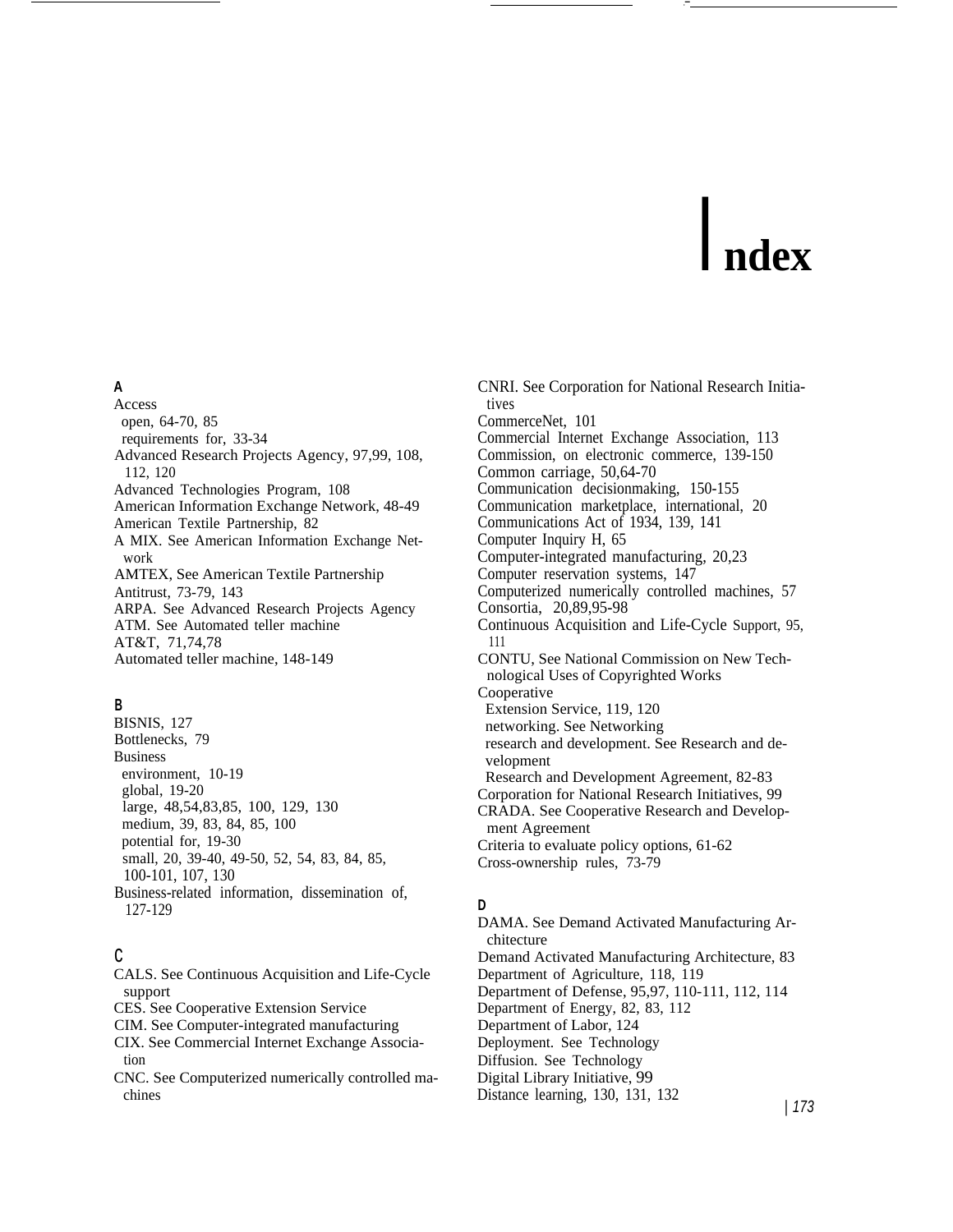# Index

## A

Access
- open, 64-70, 85
- requirements for, 33-34

Advanced Research Projects Agency, 97,99, 108, 112, 120
Advanced Technologies Program, 108
American Information Exchange Network, 48-49
American Textile Partnership, 82
A MIX. See American Information Exchange Network
AMTEX, See American Textile Partnership
Antitrust, 73-79, 143
ARPA. See Advanced Research Projects Agency
ATM. See Automated teller machine
AT&T, 71,74,78
Automated teller machine, 148-149

## B

BISNIS, 127
Bottlenecks, 79
Business
- environment, 10-19
- global, 19-20
- large, 48,54,83,85, 100, 129, 130
- medium, 39, 83, 84, 85, 100
- potential for, 19-30
- small, 20, 39-40, 49-50, 52, 54, 83, 84, 85, 100-101, 107, 130

Business-related information, dissemination of, 127-129

## C

CALS. See Continuous Acquisition and Life-Cycle support
CES. See Cooperative Extension Service
CIM. See Computer-integrated manufacturing
CIX. See Commercial Internet Exchange Association
CNC. See Computerized numerically controlled machines
CNRI. See Corporation for National Research Initiatives
CommerceNet, 101
Commercial Internet Exchange Association, 113
Commission, on electronic commerce, 139-150
Common carriage, 50,64-70
Communication decisionmaking, 150-155
Communication marketplace, international, 20
Communications Act of 1934, 139, 141
Computer Inquiry H, 65
Computer-integrated manufacturing, 20,23
Computer reservation systems, 147
Computerized numerically controlled machines, 57
Consortia, 20,89,95-98
Continuous Acquisition and Life-Cycle Support, 95, 111
CONTU, See National Commission on New Technological Uses of Copyrighted Works
Cooperative
- Extension Service, 119, 120
- networking. See Networking
- research and development. See Research and development
- Research and Development Agreement, 82-83

Corporation for National Research Initiatives, 99
CRADA. See Cooperative Research and Development Agreement
Criteria to evaluate policy options, 61-62
Cross-ownership rules, 73-79

## D

DAMA. See Demand Activated Manufacturing Architecture
Demand Activated Manufacturing Architecture, 83
Department of Agriculture, 118, 119
Department of Defense, 95,97, 110-111, 112, 114
Department of Energy, 82, 83, 112
Department of Labor, 124
Deployment. See Technology
Diffusion. See Technology
Digital Library Initiative, 99
Distance learning, 130, 131, 132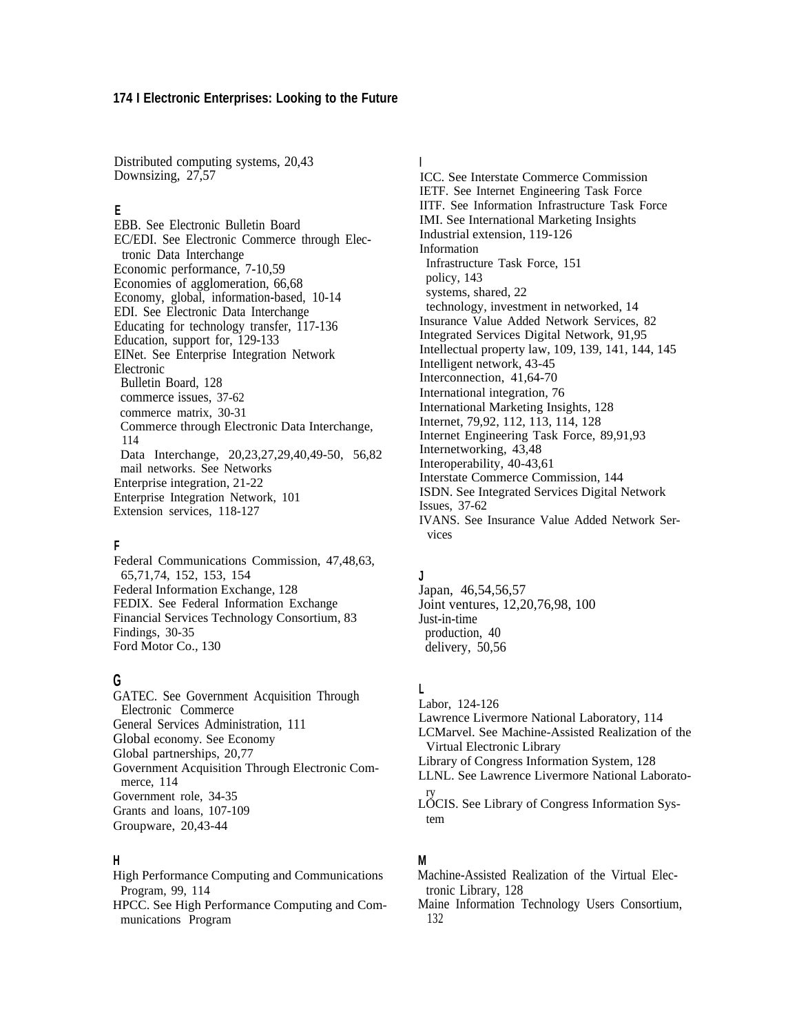Distributed computing systems, 20,43
Downsizing, 27,57

## E

EBB. See Electronic Bulletin Board
EC/EDI. See Electronic Commerce through Electronic Data Interchange
Economic performance, 7-10,59
Economies of agglomeration, 66,68
Economy, global, information-based, 10-14
EDI. See Electronic Data Interchange
Educating for technology transfer, 117-136
Education, support for, 129-133
EINet. See Enterprise Integration Network
Electronic
  Bulletin Board, 128
  commerce issues, 37-62
  commerce matrix, 30-31
  Commerce through Electronic Data Interchange, 114
  Data Interchange, 20,23,27,29,40,49-50, 56,82
  mail networks. See Networks
Enterprise integration, 21-22
Enterprise Integration Network, 101
Extension services, 118-127

## F

Federal Communications Commission, 47,48,63, 65,71,74, 152, 153, 154
Federal Information Exchange, 128
FEDIX. See Federal Information Exchange
Financial Services Technology Consortium, 83
Findings, 30-35
Ford Motor Co., 130

## G

GATEC. See Government Acquisition Through Electronic Commerce
General Services Administration, 111
Global economy. See Economy
Global partnerships, 20,77
Government Acquisition Through Electronic Commerce, 114
Government role, 34-35
Grants and loans, 107-109
Groupware, 20,43-44

## H

High Performance Computing and Communications Program, 99, 114
HPCC. See High Performance Computing and Communications Program

## I

ICC. See Interstate Commerce Commission
IETF. See Internet Engineering Task Force
IITF. See Information Infrastructure Task Force
IMI. See International Marketing Insights
Industrial extension, 119-126
Information
  Infrastructure Task Force, 151
  policy, 143
  systems, shared, 22
  technology, investment in networked, 14
Insurance Value Added Network Services, 82
Integrated Services Digital Network, 91,95
Intellectual property law, 109, 139, 141, 144, 145
Intelligent network, 43-45
Interconnection, 41,64-70
International integration, 76
International Marketing Insights, 128
Internet, 79,92, 112, 113, 114, 128
Internet Engineering Task Force, 89,91,93
Internetworking, 43,48
Interoperability, 40-43,61
Interstate Commerce Commission, 144
ISDN. See Integrated Services Digital Network
Issues, 37-62
IVANS. See Insurance Value Added Network Services

## J

Japan, 46,54,56,57
Joint ventures, 12,20,76,98, 100
Just-in-time
  production, 40
  delivery, 50,56

## L

Labor, 124-126
Lawrence Livermore National Laboratory, 114
LCMarvel. See Machine-Assisted Realization of the Virtual Electronic Library
Library of Congress Information System, 128
LLNL. See Lawrence Livermore National Laboratory
LOCIS. See Library of Congress Information System

## M

Machine-Assisted Realization of the Virtual Electronic Library, 128
Maine Information Technology Users Consortium, 132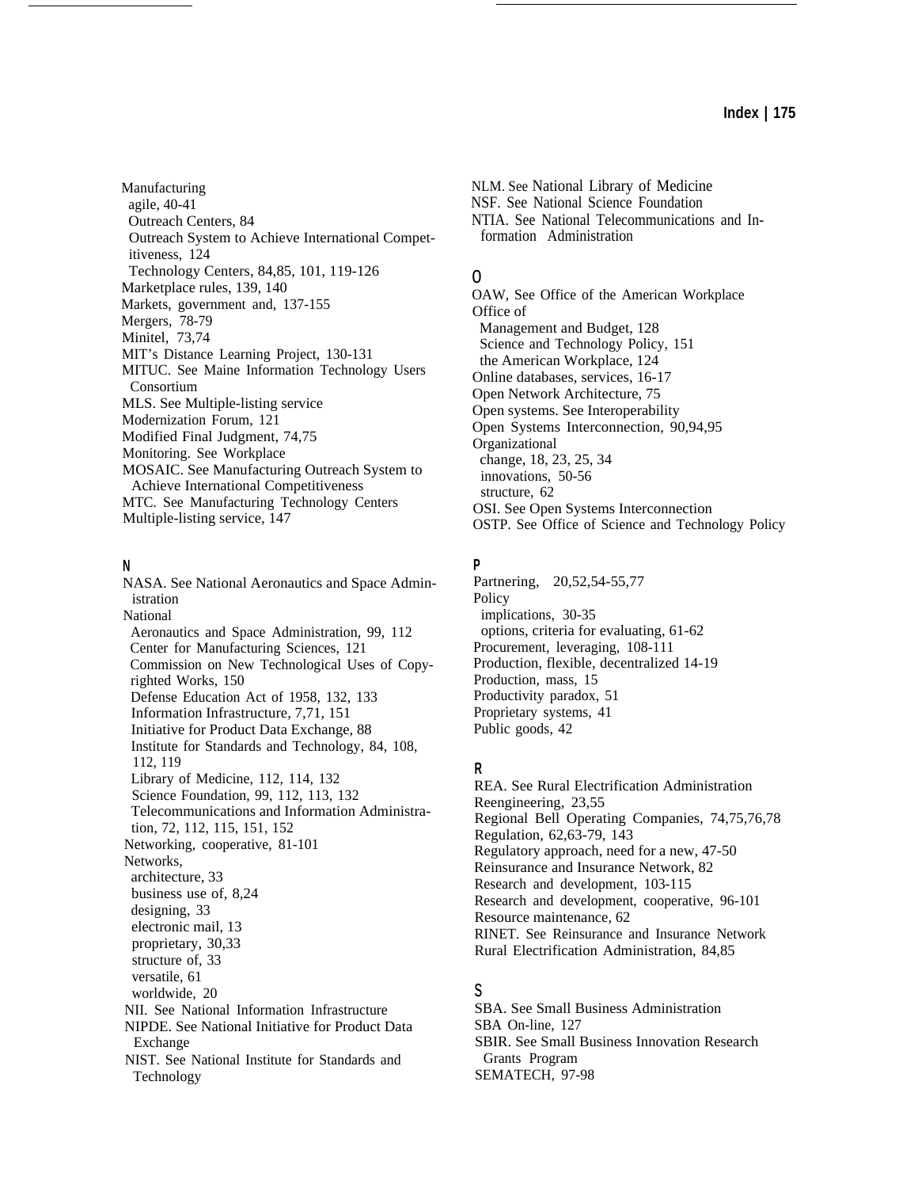Manufacturing
- agile, 40-41
- Outreach Centers, 84
- Outreach System to Achieve International Competitiveness, 124
- Technology Centers, 84,85, 101, 119-126

Marketplace rules, 139, 140
Markets, government and, 137-155
Mergers, 78-79
Minitel, 73,74
MIT's Distance Learning Project, 130-131
MITUC. See Maine Information Technology Users Consortium
MLS. See Multiple-listing service
Modernization Forum, 121
Modified Final Judgment, 74,75
Monitoring. See Workplace
MOSAIC. See Manufacturing Outreach System to Achieve International Competitiveness
MTC. See Manufacturing Technology Centers
Multiple-listing service, 147

## N

NASA. See National Aeronautics and Space Administration
National
- Aeronautics and Space Administration, 99, 112
- Center for Manufacturing Sciences, 121
- Commission on New Technological Uses of Copyrighted Works, 150
- Defense Education Act of 1958, 132, 133
- Information Infrastructure, 7,71, 151
- Initiative for Product Data Exchange, 88
- Institute for Standards and Technology, 84, 108, 112, 119
- Library of Medicine, 112, 114, 132
- Science Foundation, 99, 112, 113, 132
- Telecommunications and Information Administration, 72, 112, 115, 151, 152

Networking, cooperative, 81-101
Networks,
- architecture, 33
- business use of, 8,24
- designing, 33
- electronic mail, 13
- proprietary, 30,33
- structure of, 33
- versatile, 61
- worldwide, 20

NII. See National Information Infrastructure
NIPDE. See National Initiative for Product Data Exchange
NIST. See National Institute for Standards and Technology
NLM. See National Library of Medicine
NSF. See National Science Foundation
NTIA. See National Telecommunications and Information Administration

## O

OAW, See Office of the American Workplace
Office of
- Management and Budget, 128
- Science and Technology Policy, 151
- the American Workplace, 124

Online databases, services, 16-17
Open Network Architecture, 75
Open systems. See Interoperability
Open Systems Interconnection, 90,94,95
Organizational
- change, 18, 23, 25, 34
- innovations, 50-56
- structure, 62

OSI. See Open Systems Interconnection
OSTP. See Office of Science and Technology Policy

## P

Partnering, 20,52,54-55,77
Policy
- implications, 30-35
- options, criteria for evaluating, 61-62

Procurement, leveraging, 108-111
Production, flexible, decentralized 14-19
Production, mass, 15
Productivity paradox, 51
Proprietary systems, 41
Public goods, 42

## R

REA. See Rural Electrification Administration
Reengineering, 23,55
Regional Bell Operating Companies, 74,75,76,78
Regulation, 62,63-79, 143
Regulatory approach, need for a new, 47-50
Reinsurance and Insurance Network, 82
Research and development, 103-115
Research and development, cooperative, 96-101
Resource maintenance, 62
RINET. See Reinsurance and Insurance Network
Rural Electrification Administration, 84,85

## S

SBA. See Small Business Administration
SBA On-line, 127
SBIR. See Small Business Innovation Research Grants Program
SEMATECH, 97-98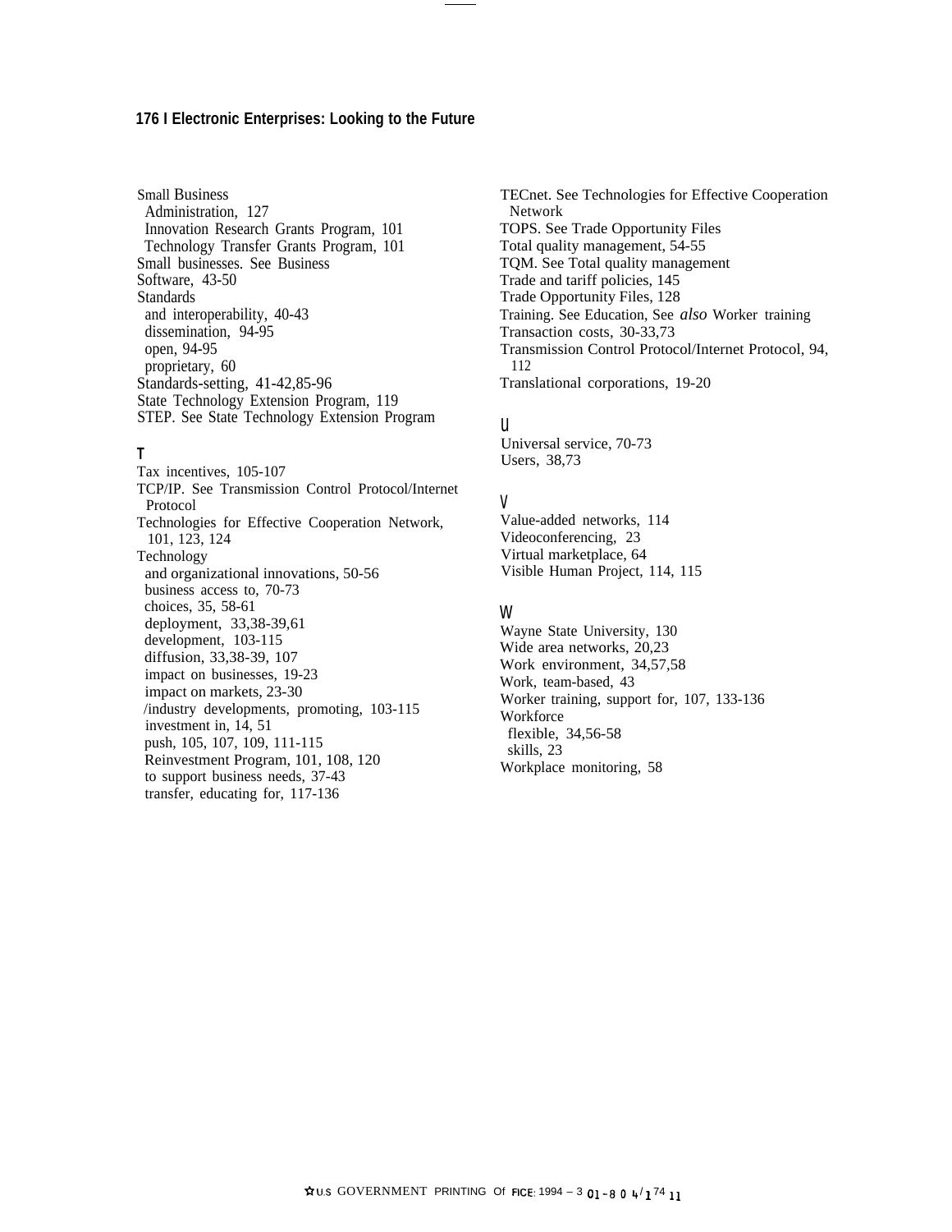Small Business
- Administration, 127
- Innovation Research Grants Program, 101
- Technology Transfer Grants Program, 101

Small businesses. See Business
Software, 43-50
Standards
- and interoperability, 40-43
- dissemination, 94-95
- open, 94-95
- proprietary, 60

Standards-setting, 41-42,85-96
State Technology Extension Program, 119
STEP. See State Technology Extension Program

## T

Tax incentives, 105-107
TCP/IP. See Transmission Control Protocol/Internet Protocol
Technologies for Effective Cooperation Network, 101, 123, 124
Technology
- and organizational innovations, 50-56
- business access to, 70-73
- choices, 35, 58-61
- deployment, 33,38-39,61
- development, 103-115
- diffusion, 33,38-39, 107
- impact on businesses, 19-23
- impact on markets, 23-30
- /industry developments, promoting, 103-115
- investment in, 14, 51
- push, 105, 107, 109, 111-115
- Reinvestment Program, 101, 108, 120
- to support business needs, 37-43
- transfer, educating for, 117-136

TECnet. See Technologies for Effective Cooperation Network
TOPS. See Trade Opportunity Files
Total quality management, 54-55
TQM. See Total quality management
Trade and tariff policies, 145
Trade Opportunity Files, 128
Training. See Education, See *also* Worker training
Transaction costs, 30-33,73
Transmission Control Protocol/Internet Protocol, 94, 112
Translational corporations, 19-20

## U

Universal service, 70-73
Users, 38,73

## V

Value-added networks, 114
Videoconferencing, 23
Virtual marketplace, 64
Visible Human Project, 114, 115

## W

Wayne State University, 130
Wide area networks, 20,23
Work environment, 34,57,58
Work, team-based, 43
Worker training, support for, 107, 133-136
Workforce
- flexible, 34,56-58
- skills, 23

Workplace monitoring, 58

☆U.S GOVERNMENT PRINTING OFFICE: 1994 – 301-804/17411